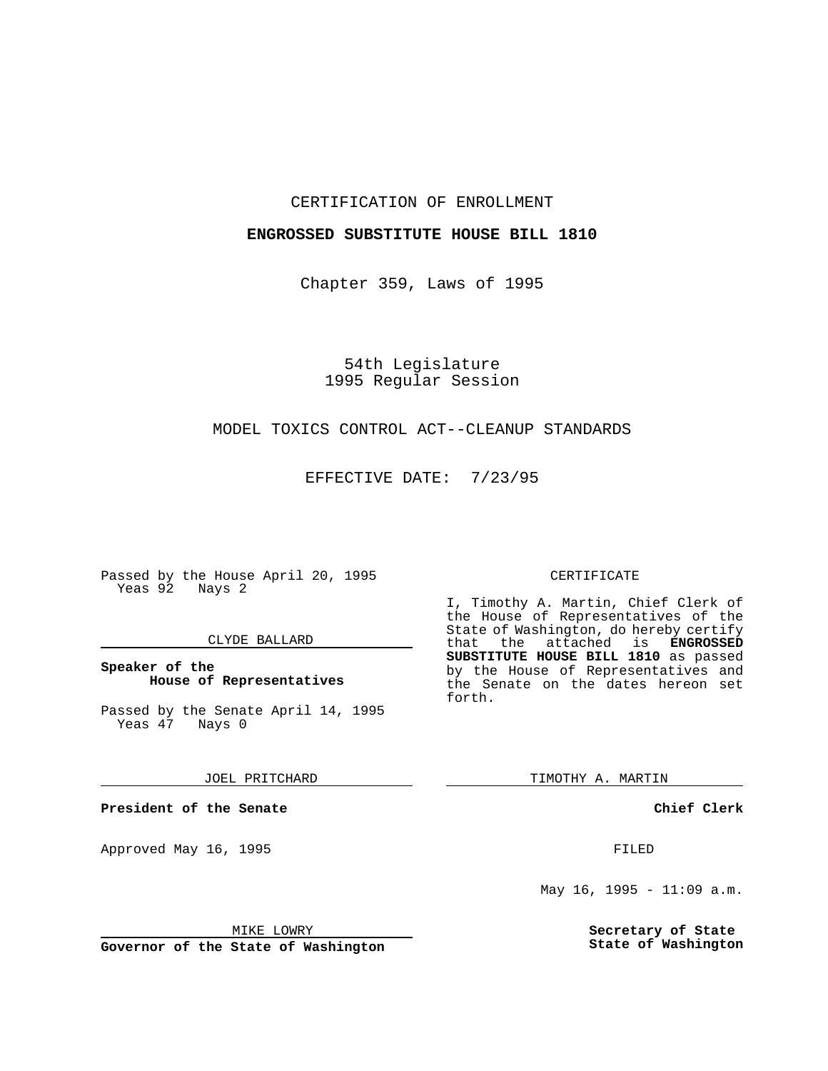CERTIFICATION OF ENROLLMENT

**ENGROSSED SUBSTITUTE HOUSE BILL 1810**

Chapter 359, Laws of 1995

54th Legislature
1995 Regular Session

MODEL TOXICS CONTROL ACT--CLEANUP STANDARDS

EFFECTIVE DATE: 7/23/95

Passed by the House April 20, 1995
Yeas 92 Nays 2

CLYDE BALLARD

**Speaker of the House of Representatives**

Passed by the Senate April 14, 1995
Yeas 47 Nays 0

JOEL PRITCHARD

**President of the Senate**

Approved May 16, 1995

MIKE LOWRY

**Governor of the State of Washington**

CERTIFICATE

I, Timothy A. Martin, Chief Clerk of the House of Representatives of the State of Washington, do hereby certify that the attached is **ENGROSSED SUBSTITUTE HOUSE BILL 1810** as passed by the House of Representatives and the Senate on the dates hereon set forth.

TIMOTHY A. MARTIN

**Chief Clerk**

FILED

May 16, 1995 - 11:09 a.m.

**Secretary of State**
**State of Washington**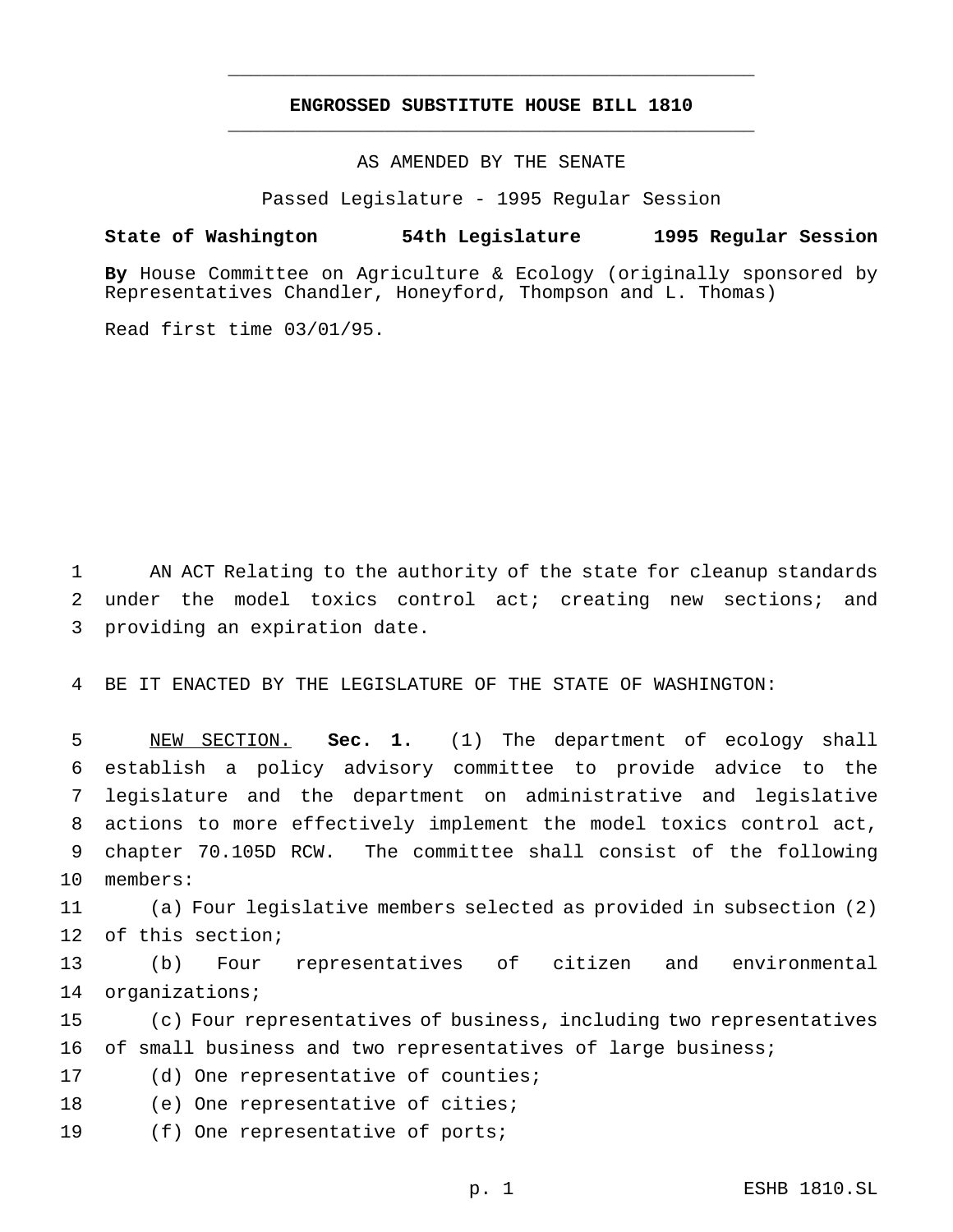# ENGROSSED SUBSTITUTE HOUSE BILL 1810

AS AMENDED BY THE SENATE

Passed Legislature - 1995 Regular Session

**State of Washington 54th Legislature 1995 Regular Session**

**By** House Committee on Agriculture & Ecology (originally sponsored by Representatives Chandler, Honeyford, Thompson and L. Thomas)

Read first time 03/01/95.

AN ACT Relating to the authority of the state for cleanup standards under the model toxics control act; creating new sections; and providing an expiration date.

BE IT ENACTED BY THE LEGISLATURE OF THE STATE OF WASHINGTON:

NEW SECTION. **Sec. 1.** (1) The department of ecology shall establish a policy advisory committee to provide advice to the legislature and the department on administrative and legislative actions to more effectively implement the model toxics control act, chapter 70.105D RCW. The committee shall consist of the following members:

(a) Four legislative members selected as provided in subsection (2) of this section;

(b) Four representatives of citizen and environmental organizations;

(c) Four representatives of business, including two representatives of small business and two representatives of large business;

(d) One representative of counties;

(e) One representative of cities;

(f) One representative of ports;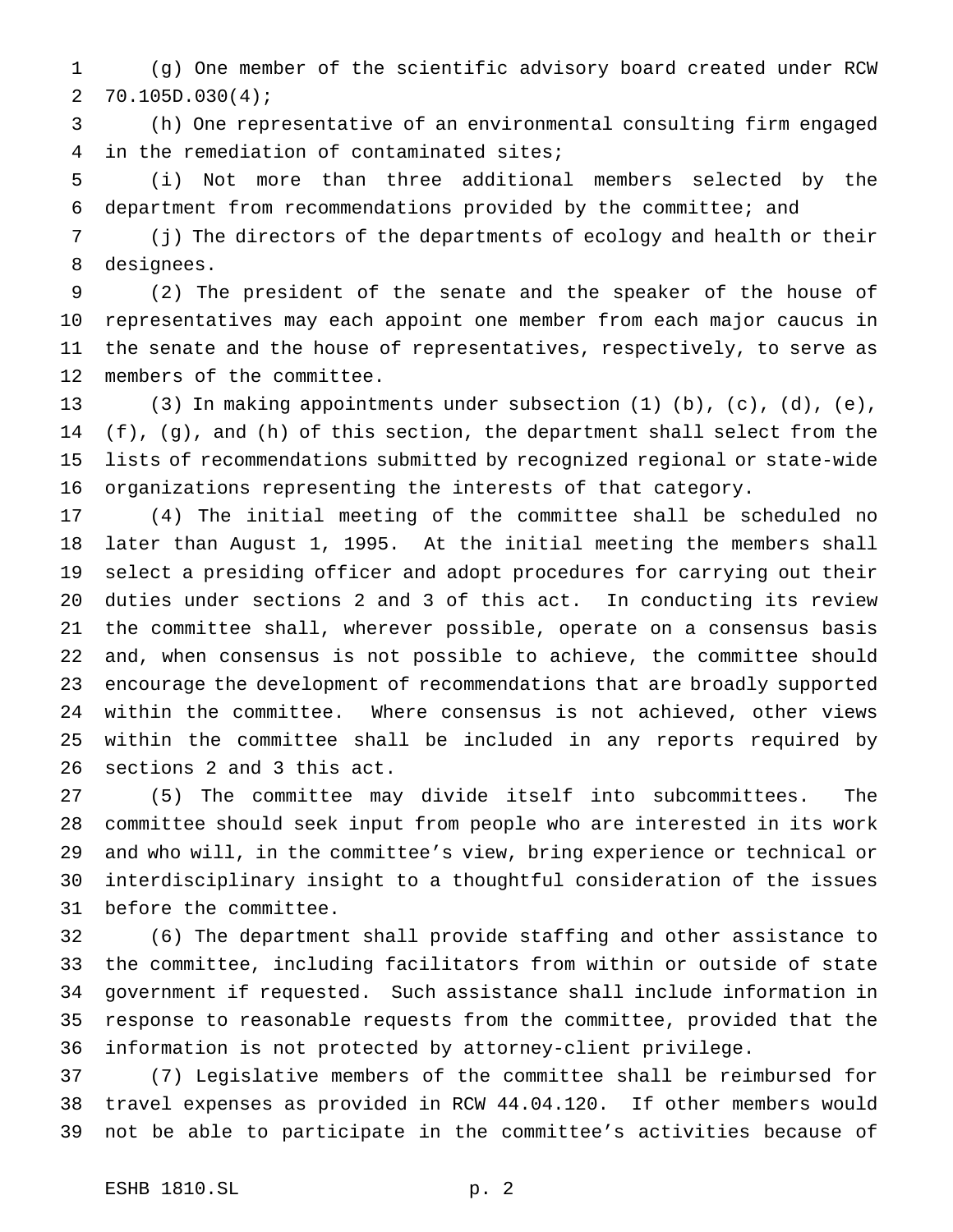(g) One member of the scientific advisory board created under RCW 70.105D.030(4);

(h) One representative of an environmental consulting firm engaged in the remediation of contaminated sites;

(i) Not more than three additional members selected by the department from recommendations provided by the committee; and

(j) The directors of the departments of ecology and health or their designees.

(2) The president of the senate and the speaker of the house of representatives may each appoint one member from each major caucus in the senate and the house of representatives, respectively, to serve as members of the committee.

(3) In making appointments under subsection (1) (b), (c), (d), (e), (f), (g), and (h) of this section, the department shall select from the lists of recommendations submitted by recognized regional or state-wide organizations representing the interests of that category.

(4) The initial meeting of the committee shall be scheduled no later than August 1, 1995. At the initial meeting the members shall select a presiding officer and adopt procedures for carrying out their duties under sections 2 and 3 of this act. In conducting its review the committee shall, wherever possible, operate on a consensus basis and, when consensus is not possible to achieve, the committee should encourage the development of recommendations that are broadly supported within the committee. Where consensus is not achieved, other views within the committee shall be included in any reports required by sections 2 and 3 this act.

(5) The committee may divide itself into subcommittees. The committee should seek input from people who are interested in its work and who will, in the committee's view, bring experience or technical or interdisciplinary insight to a thoughtful consideration of the issues before the committee.

(6) The department shall provide staffing and other assistance to the committee, including facilitators from within or outside of state government if requested. Such assistance shall include information in response to reasonable requests from the committee, provided that the information is not protected by attorney-client privilege.

(7) Legislative members of the committee shall be reimbursed for travel expenses as provided in RCW 44.04.120. If other members would not be able to participate in the committee's activities because of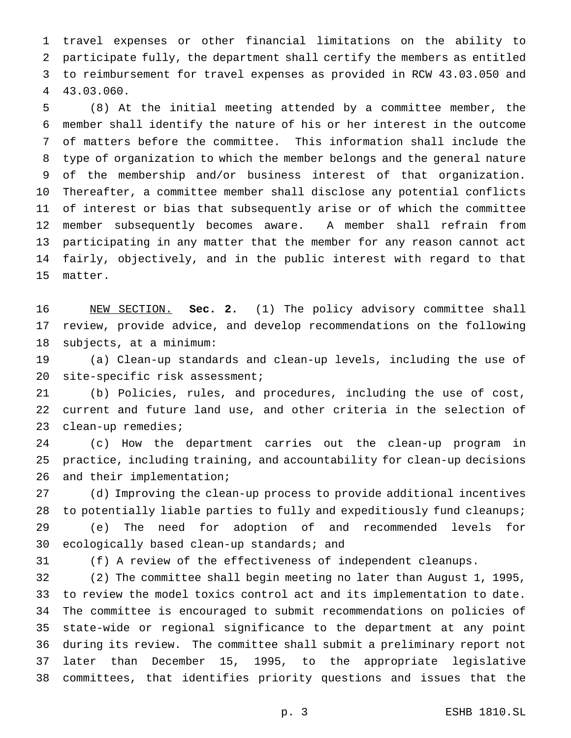travel expenses or other financial limitations on the ability to participate fully, the department shall certify the members as entitled to reimbursement for travel expenses as provided in RCW 43.03.050 and 43.03.060.

(8) At the initial meeting attended by a committee member, the member shall identify the nature of his or her interest in the outcome of matters before the committee. This information shall include the type of organization to which the member belongs and the general nature of the membership and/or business interest of that organization. Thereafter, a committee member shall disclose any potential conflicts of interest or bias that subsequently arise or of which the committee member subsequently becomes aware. A member shall refrain from participating in any matter that the member for any reason cannot act fairly, objectively, and in the public interest with regard to that matter.

NEW SECTION. **Sec. 2.** (1) The policy advisory committee shall review, provide advice, and develop recommendations on the following subjects, at a minimum:

(a) Clean-up standards and clean-up levels, including the use of site-specific risk assessment;

(b) Policies, rules, and procedures, including the use of cost, current and future land use, and other criteria in the selection of clean-up remedies;

(c) How the department carries out the clean-up program in practice, including training, and accountability for clean-up decisions and their implementation;

(d) Improving the clean-up process to provide additional incentives to potentially liable parties to fully and expeditiously fund cleanups;

(e) The need for adoption of and recommended levels for ecologically based clean-up standards; and

(f) A review of the effectiveness of independent cleanups.

(2) The committee shall begin meeting no later than August 1, 1995, to review the model toxics control act and its implementation to date. The committee is encouraged to submit recommendations on policies of state-wide or regional significance to the department at any point during its review. The committee shall submit a preliminary report not later than December 15, 1995, to the appropriate legislative committees, that identifies priority questions and issues that the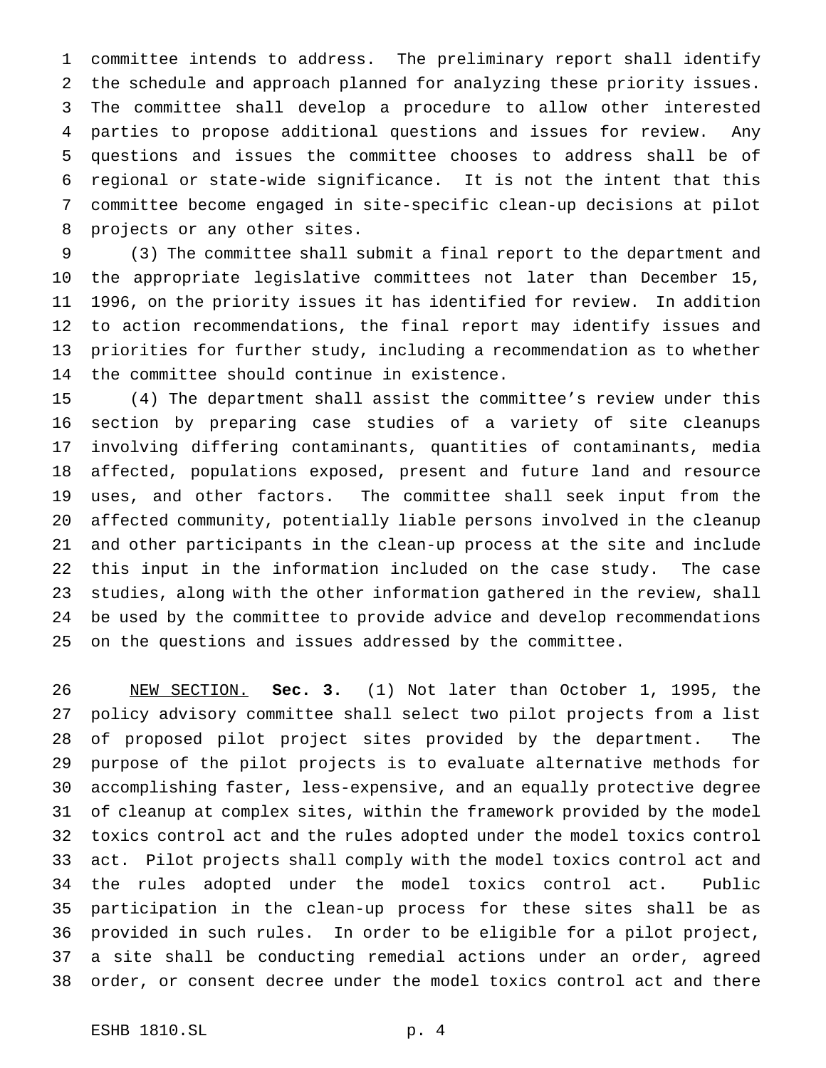committee intends to address. The preliminary report shall identify the schedule and approach planned for analyzing these priority issues. The committee shall develop a procedure to allow other interested parties to propose additional questions and issues for review. Any questions and issues the committee chooses to address shall be of regional or state-wide significance. It is not the intent that this committee become engaged in site-specific clean-up decisions at pilot projects or any other sites.

(3) The committee shall submit a final report to the department and the appropriate legislative committees not later than December 15, 1996, on the priority issues it has identified for review. In addition to action recommendations, the final report may identify issues and priorities for further study, including a recommendation as to whether the committee should continue in existence.

(4) The department shall assist the committee's review under this section by preparing case studies of a variety of site cleanups involving differing contaminants, quantities of contaminants, media affected, populations exposed, present and future land and resource uses, and other factors. The committee shall seek input from the affected community, potentially liable persons involved in the cleanup and other participants in the clean-up process at the site and include this input in the information included on the case study. The case studies, along with the other information gathered in the review, shall be used by the committee to provide advice and develop recommendations on the questions and issues addressed by the committee.

NEW SECTION. **Sec. 3.** (1) Not later than October 1, 1995, the policy advisory committee shall select two pilot projects from a list of proposed pilot project sites provided by the department. The purpose of the pilot projects is to evaluate alternative methods for accomplishing faster, less-expensive, and an equally protective degree of cleanup at complex sites, within the framework provided by the model toxics control act and the rules adopted under the model toxics control act. Pilot projects shall comply with the model toxics control act and the rules adopted under the model toxics control act. Public participation in the clean-up process for these sites shall be as provided in such rules. In order to be eligible for a pilot project, a site shall be conducting remedial actions under an order, agreed order, or consent decree under the model toxics control act and there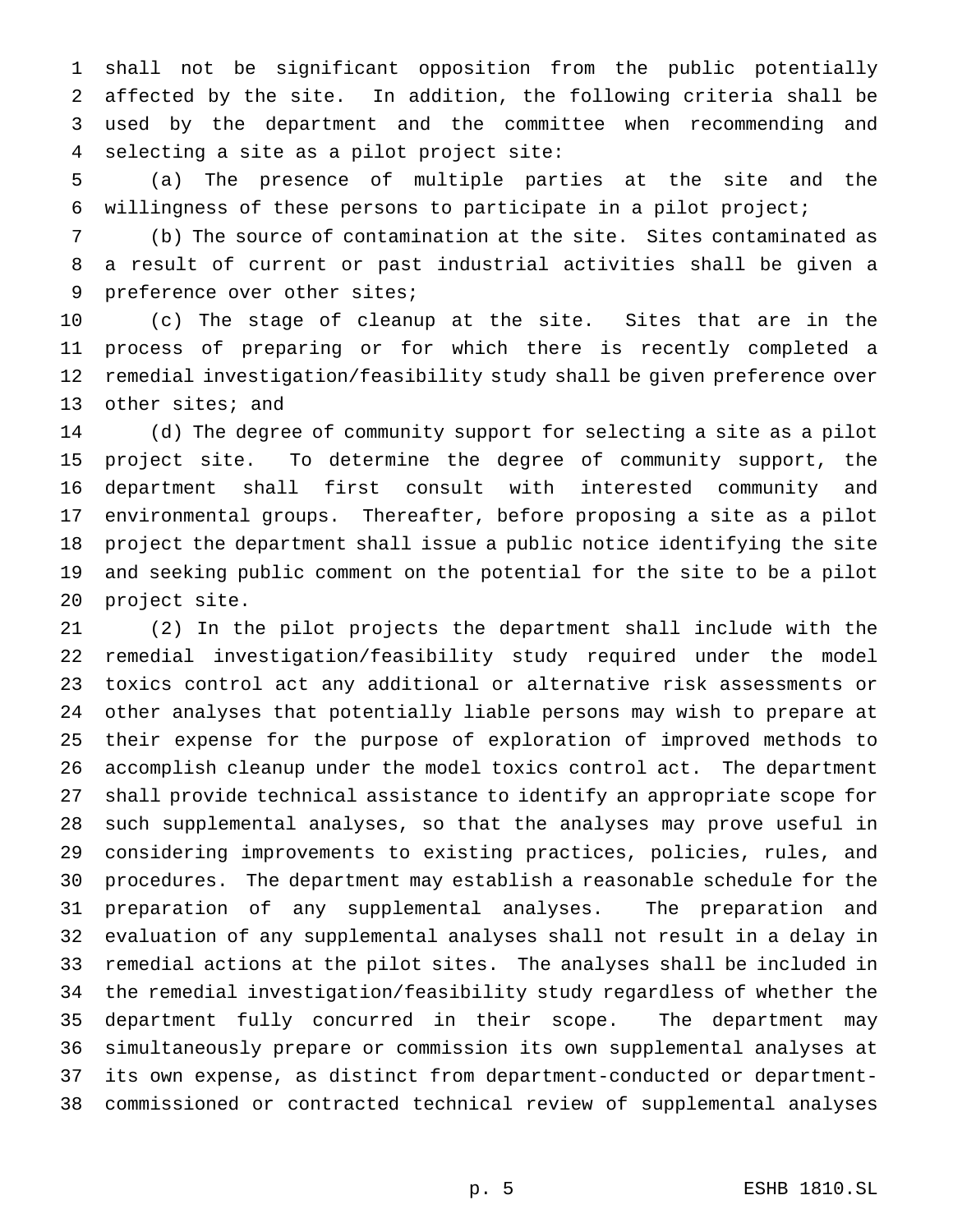shall not be significant opposition from the public potentially affected by the site. In addition, the following criteria shall be used by the department and the committee when recommending and selecting a site as a pilot project site:

(a) The presence of multiple parties at the site and the willingness of these persons to participate in a pilot project;

(b) The source of contamination at the site. Sites contaminated as a result of current or past industrial activities shall be given a preference over other sites;

(c) The stage of cleanup at the site. Sites that are in the process of preparing or for which there is recently completed a remedial investigation/feasibility study shall be given preference over other sites; and

(d) The degree of community support for selecting a site as a pilot project site. To determine the degree of community support, the department shall first consult with interested community and environmental groups. Thereafter, before proposing a site as a pilot project the department shall issue a public notice identifying the site and seeking public comment on the potential for the site to be a pilot project site.

(2) In the pilot projects the department shall include with the remedial investigation/feasibility study required under the model toxics control act any additional or alternative risk assessments or other analyses that potentially liable persons may wish to prepare at their expense for the purpose of exploration of improved methods to accomplish cleanup under the model toxics control act. The department shall provide technical assistance to identify an appropriate scope for such supplemental analyses, so that the analyses may prove useful in considering improvements to existing practices, policies, rules, and procedures. The department may establish a reasonable schedule for the preparation of any supplemental analyses. The preparation and evaluation of any supplemental analyses shall not result in a delay in remedial actions at the pilot sites. The analyses shall be included in the remedial investigation/feasibility study regardless of whether the department fully concurred in their scope. The department may simultaneously prepare or commission its own supplemental analyses at its own expense, as distinct from department-conducted or department-commissioned or contracted technical review of supplemental analyses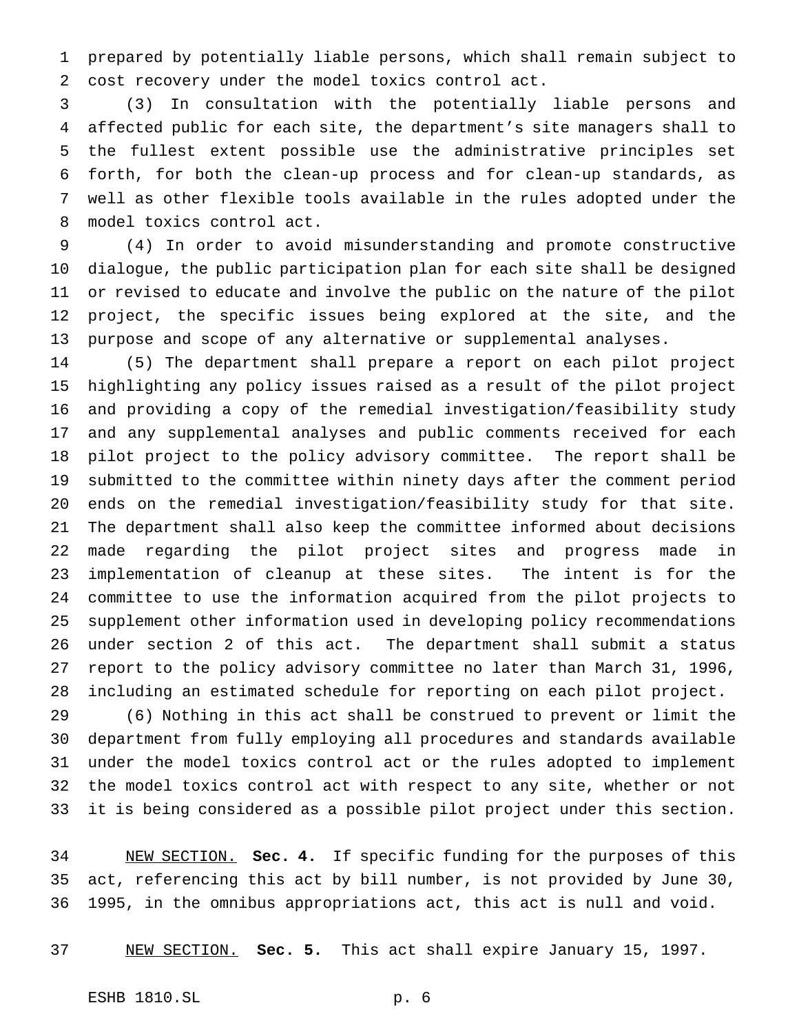prepared by potentially liable persons, which shall remain subject to cost recovery under the model toxics control act.

(3) In consultation with the potentially liable persons and affected public for each site, the department's site managers shall to the fullest extent possible use the administrative principles set forth, for both the clean-up process and for clean-up standards, as well as other flexible tools available in the rules adopted under the model toxics control act.

(4) In order to avoid misunderstanding and promote constructive dialogue, the public participation plan for each site shall be designed or revised to educate and involve the public on the nature of the pilot project, the specific issues being explored at the site, and the purpose and scope of any alternative or supplemental analyses.

(5) The department shall prepare a report on each pilot project highlighting any policy issues raised as a result of the pilot project and providing a copy of the remedial investigation/feasibility study and any supplemental analyses and public comments received for each pilot project to the policy advisory committee. The report shall be submitted to the committee within ninety days after the comment period ends on the remedial investigation/feasibility study for that site. The department shall also keep the committee informed about decisions made regarding the pilot project sites and progress made in implementation of cleanup at these sites. The intent is for the committee to use the information acquired from the pilot projects to supplement other information used in developing policy recommendations under section 2 of this act. The department shall submit a status report to the policy advisory committee no later than March 31, 1996, including an estimated schedule for reporting on each pilot project.

(6) Nothing in this act shall be construed to prevent or limit the department from fully employing all procedures and standards available under the model toxics control act or the rules adopted to implement the model toxics control act with respect to any site, whether or not it is being considered as a possible pilot project under this section.

NEW SECTION. **Sec. 4.** If specific funding for the purposes of this act, referencing this act by bill number, is not provided by June 30, 1995, in the omnibus appropriations act, this act is null and void.

NEW SECTION. **Sec. 5.** This act shall expire January 15, 1997.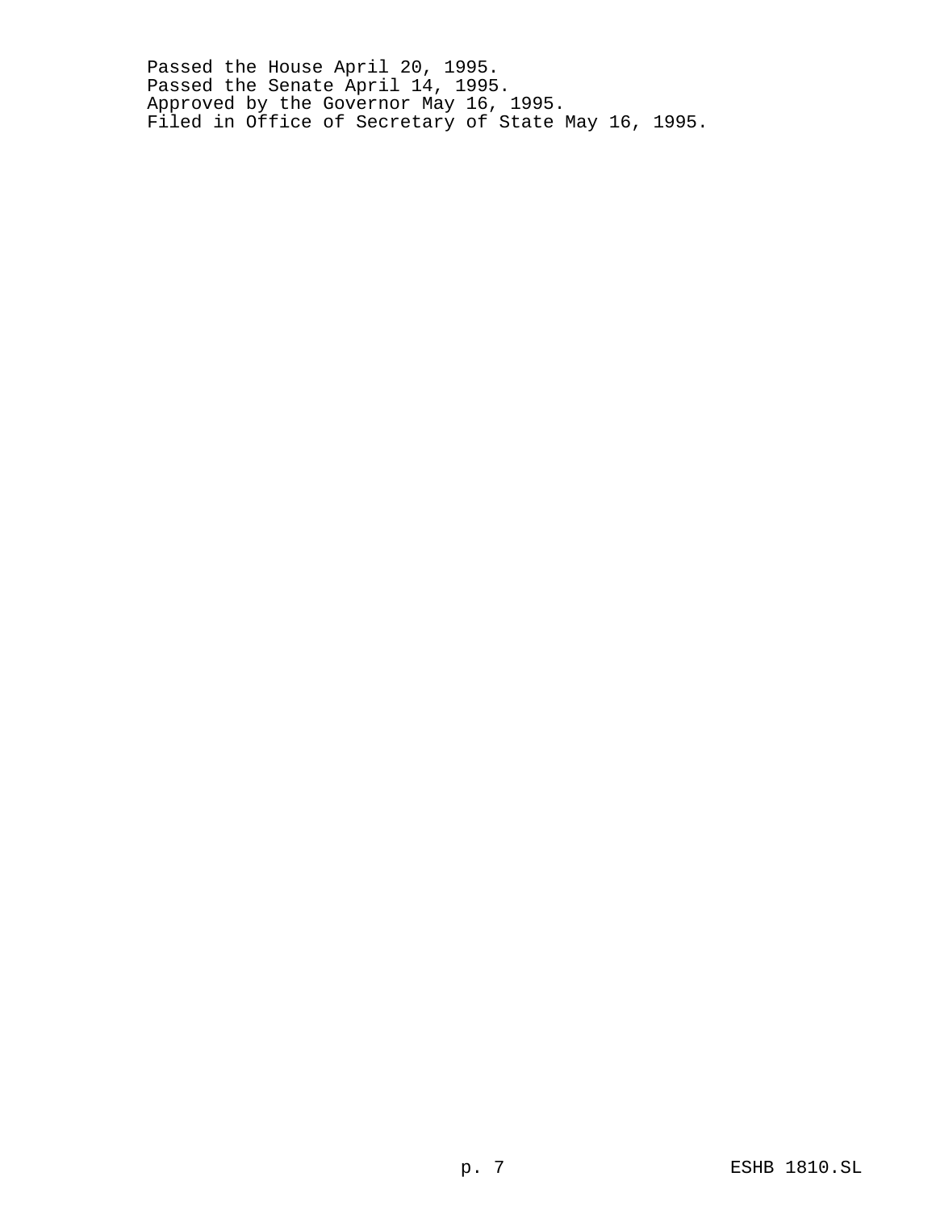Passed the House April 20, 1995.
Passed the Senate April 14, 1995.
Approved by the Governor May 16, 1995.
Filed in Office of Secretary of State May 16, 1995.